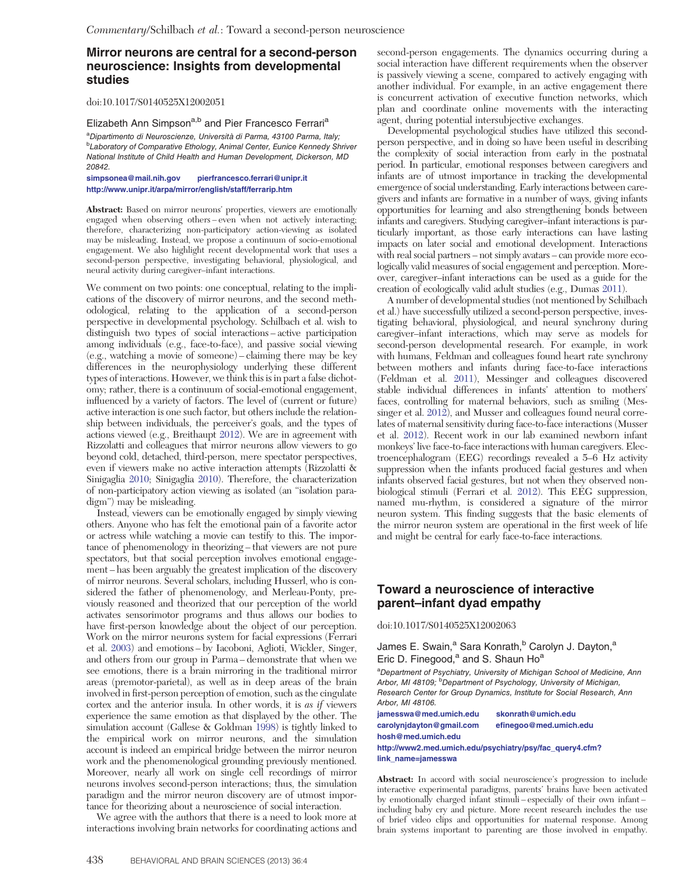## Mirror neurons are central for a second-person neuroscience: Insights from developmental studies

doi:10.1017/S0140525X12002051

Elizabeth Ann Simpson[a,b] and Pier Francesco Ferrari[a]

[a]Dipartimento di Neuroscienze, Università di Parma, 43100 Parma, Italy; [b]Laboratory of Comparative Ethology, Animal Center, Eunice Kennedy Shriver National Institute of Child Health and Human Development, Dickerson, MD 20842.

simpsonea@mail.nih.gov pierfrancesco.ferrari@unipr.it
http://www.unipr.it/arpa/mirror/english/staff/ferrarip.htm

**Abstract:** Based on mirror neurons' properties, viewers are emotionally engaged when observing others – even when not actively interacting; therefore, characterizing non-participatory action-viewing as isolated may be misleading. Instead, we propose a continuum of socio-emotional engagement. We also highlight recent developmental work that uses a second-person perspective, investigating behavioral, physiological, and neural activity during caregiver–infant interactions.

We comment on two points: one conceptual, relating to the implications of the discovery of mirror neurons, and the second methodological, relating to the application of a second-person perspective in developmental psychology. Schilbach et al. wish to distinguish two types of social interactions – active participation among individuals (e.g., face-to-face), and passive social viewing (e.g., watching a movie of someone) – claiming there may be key differences in the neurophysiology underlying these different types of interactions. However, we think this is in part a false dichotomy; rather, there is a continuum of social-emotional engagement, influenced by a variety of factors. The level of (current or future) active interaction is one such factor, but others include the relationship between individuals, the perceiver's goals, and the types of actions viewed (e.g., Breithaupt 2012). We are in agreement with Rizzolatti and colleagues that mirror neurons allow viewers to go beyond cold, detached, third-person, mere spectator perspectives, even if viewers make no active interaction attempts (Rizzolatti & Sinigaglia 2010; Sinigaglia 2010). Therefore, the characterization of non-participatory action viewing as isolated (an "isolation paradigm") may be misleading.

Instead, viewers can be emotionally engaged by simply viewing others. Anyone who has felt the emotional pain of a favorite actor or actress while watching a movie can testify to this. The importance of phenomenology in theorizing – that viewers are not pure spectators, but that social perception involves emotional engagement – has been arguably the greatest implication of the discovery of mirror neurons. Several scholars, including Husserl, who is considered the father of phenomenology, and Merleau-Ponty, previously reasoned and theorized that our perception of the world activates sensorimotor programs and thus allows our bodies to have first-person knowledge about the object of our perception. Work on the mirror neurons system for facial expressions (Ferrari et al. 2003) and emotions – by Iacoboni, Aglioti, Wickler, Singer, and others from our group in Parma – demonstrate that when we see emotions, there is a brain mirroring in the traditional mirror areas (premotor-parietal), as well as in deep areas of the brain involved in first-person perception of emotion, such as the cingulate cortex and the anterior insula. In other words, it is *as if* viewers experience the same emotion as that displayed by the other. The simulation account (Gallese & Goldman 1998) is tightly linked to the empirical work on mirror neurons, and the simulation account is indeed an empirical bridge between the mirror neuron work and the phenomenological grounding previously mentioned. Moreover, nearly all work on single cell recordings of mirror neurons involves second-person interactions; thus, the simulation paradigm and the mirror neuron discovery are of utmost importance for theorizing about a neuroscience of social interaction.

We agree with the authors that there is a need to look more at interactions involving brain networks for coordinating actions and second-person engagements. The dynamics occurring during a social interaction have different requirements when the observer is passively viewing a scene, compared to actively engaging with another individual. For example, in an active engagement there is concurrent activation of executive function networks, which plan and coordinate online movements with the interacting agent, during potential intersubjective exchanges.

Developmental psychological studies have utilized this second-person perspective, and in doing so have been useful in describing the complexity of social interaction from early in the postnatal period. In particular, emotional responses between caregivers and infants are of utmost importance in tracking the developmental emergence of social understanding. Early interactions between caregivers and infants are formative in a number of ways, giving infants opportunities for learning and also strengthening bonds between infants and caregivers. Studying caregiver–infant interactions is particularly important, as those early interactions can have lasting impacts on later social and emotional development. Interactions with real social partners – not simply avatars – can provide more ecologically valid measures of social engagement and perception. Moreover, caregiver–infant interactions can be used as a guide for the creation of ecologically valid adult studies (e.g., Dumas 2011).

A number of developmental studies (not mentioned by Schilbach et al.) have successfully utilized a second-person perspective, investigating behavioral, physiological, and neural synchrony during caregiver–infant interactions, which may serve as models for second-person developmental research. For example, in work with humans, Feldman and colleagues found heart rate synchrony between mothers and infants during face-to-face interactions (Feldman et al. 2011), Messinger and colleagues discovered stable individual differences in infants' attention to mothers' faces, controlling for maternal behaviors, such as smiling (Messinger et al. 2012), and Musser and colleagues found neural correlates of maternal sensitivity during face-to-face interactions (Musser et al. 2012). Recent work in our lab examined newborn infant monkeys' live face-to-face interactions with human caregivers. Electroencephalogram (EEG) recordings revealed a 5–6 Hz activity suppression when the infants produced facial gestures and when infants observed facial gestures, but not when they observed non-biological stimuli (Ferrari et al. 2012). This EEG suppression, named mu-rhythm, is considered a signature of the mirror neuron system. This finding suggests that the basic elements of the mirror neuron system are operational in the first week of life and might be central for early face-to-face interactions.

## Toward a neuroscience of interactive parent–infant dyad empathy

doi:10.1017/S0140525X12002063

James E. Swain,[a] Sara Konrath,[b] Carolyn J. Dayton,[a] Eric D. Finegood,[a] and S. Shaun Ho[a]

[a]Department of Psychiatry, University of Michigan School of Medicine, Ann Arbor, MI 48109; [b]Department of Psychology, University of Michigan, Research Center for Group Dynamics, Institute for Social Research, Ann Arbor, MI 48106.

jamesswa@med.umich.edu skonrath@umich.edu
carolynjdayton@gmail.com efinegoo@med.umich.edu
hosh@med.umich.edu
http://www2.med.umich.edu/psychiatry/psy/fac_query4.cfm?link_name=jamesswa

**Abstract:** In accord with social neuroscience's progression to include interactive experimental paradigms, parents' brains have been activated by emotionally charged infant stimuli – especially of their own infant – including baby cry and picture. More recent research includes the use of brief video clips and opportunities for maternal response. Among brain systems important to parenting are those involved in empathy.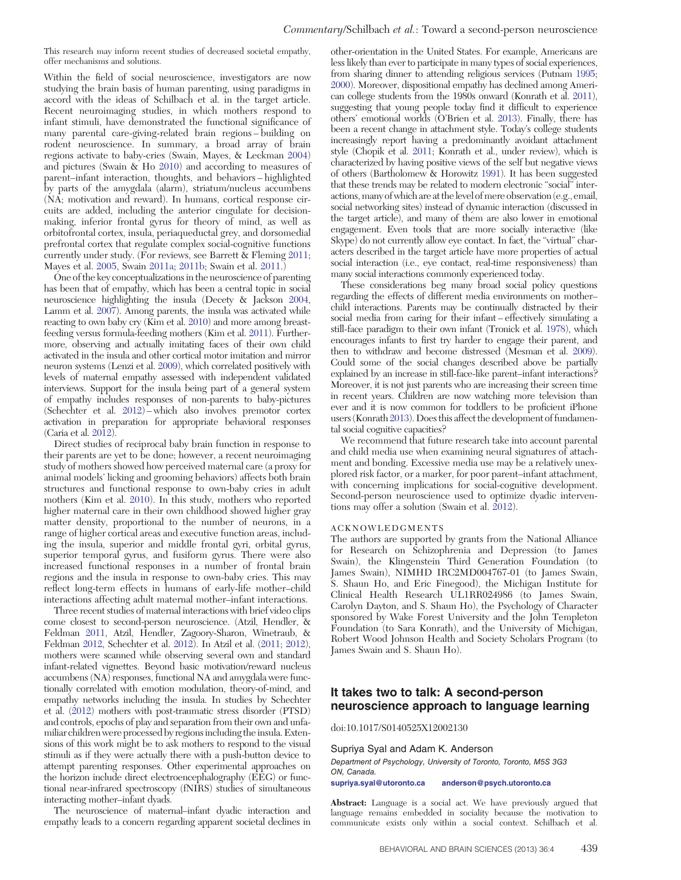This research may inform recent studies of decreased societal empathy, offer mechanisms and solutions.

Within the field of social neuroscience, investigators are now studying the brain basis of human parenting, using paradigms in accord with the ideas of Schilbach et al. in the target article. Recent neuroimaging studies, in which mothers respond to infant stimuli, have demonstrated the functional significance of many parental care-giving-related brain regions – building on rodent neuroscience. In summary, a broad array of brain regions activate to baby-cries (Swain, Mayes, & Leckman 2004) and pictures (Swain & Ho 2010) and according to measures of parent–infant interaction, thoughts, and behaviors – highlighted by parts of the amygdala (alarm), striatum/nucleus accumbens (NA; motivation and reward). In humans, cortical response circuits are added, including the anterior cingulate for decision-making, inferior frontal gyrus for theory of mind, as well as orbitofrontal cortex, insula, periaqueductal grey, and dorsomedial prefrontal cortex that regulate complex social-cognitive functions currently under study. (For reviews, see Barrett & Fleming 2011; Mayes et al. 2005, Swain 2011a; 2011b; Swain et al. 2011.)

One of the key conceptualizations in the neuroscience of parenting has been that of empathy, which has been a central topic in social neuroscience highlighting the insula (Decety & Jackson 2004, Lamm et al. 2007). Among parents, the insula was activated while reacting to own baby cry (Kim et al. 2010) and more among breast-feeding versus formula-feeding mothers (Kim et al. 2011). Furthermore, observing and actually imitating faces of their own child activated in the insula and other cortical motor imitation and mirror neuron systems (Lenzi et al. 2009), which correlated positively with levels of maternal empathy assessed with independent validated interviews. Support for the insula being part of a general system of empathy includes responses of non-parents to baby-pictures (Schechter et al. 2012) – which also involves premotor cortex activation in preparation for appropriate behavioral responses (Caria et al. 2012).

Direct studies of reciprocal baby brain function in response to their parents are yet to be done; however, a recent neuroimaging study of mothers showed how perceived maternal care (a proxy for animal models' licking and grooming behaviors) affects both brain structures and functional response to own-baby cries in adult mothers (Kim et al. 2010). In this study, mothers who reported higher maternal care in their own childhood showed higher gray matter density, proportional to the number of neurons, in a range of higher cortical areas and executive function areas, including the insula, superior and middle frontal gyri, orbital gyrus, superior temporal gyrus, and fusiform gyrus. There were also increased functional responses in a number of frontal brain regions and the insula in response to own-baby cries. This may reflect long-term effects in humans of early-life mother–child interactions affecting adult maternal mother–infant interactions.

Three recent studies of maternal interactions with brief video clips come closest to second-person neuroscience. (Atzil, Hendler, & Feldman 2011, Atzil, Hendler, Zagoory-Sharon, Winetraub, & Feldman 2012, Schechter et al. 2012). In Atzil et al. (2011; 2012), mothers were scanned while observing several own and standard infant-related vignettes. Beyond basic motivation/reward nucleus accumbens (NA) responses, functional NA and amygdala were functionally correlated with emotion modulation, theory-of-mind, and empathy networks including the insula. In studies by Schechter et al. (2012) mothers with post-traumatic stress disorder (PTSD) and controls, epochs of play and separation from their own and unfamiliar children were processed by regions including the insula. Extensions of this work might be to ask mothers to respond to the visual stimuli as if they were actually there with a push-button device to attempt parenting responses. Other experimental approaches on the horizon include direct electroencephalography (EEG) or functional near-infrared spectroscopy (fNIRS) studies of simultaneous interacting mother–infant dyads.

The neuroscience of maternal–infant dyadic interaction and empathy leads to a concern regarding apparent societal declines in other-orientation in the United States. For example, Americans are less likely than ever to participate in many types of social experiences, from sharing dinner to attending religious services (Putnam 1995; 2000). Moreover, dispositional empathy has declined among American college students from the 1980s onward (Konrath et al. 2011), suggesting that young people today find it difficult to experience others' emotional worlds (O'Brien et al. 2013). Finally, there has been a recent change in attachment style. Today's college students increasingly report having a predominantly avoidant attachment style (Chopik et al. 2011; Konrath et al., under review), which is characterized by having positive views of the self but negative views of others (Bartholomew & Horowitz 1991). It has been suggested that these trends may be related to modern electronic "social" interactions, many of which are at the level of mere observation (e.g., email, social networking sites) instead of dynamic interaction (discussed in the target article), and many of them are also lower in emotional engagement. Even tools that are more socially interactive (like Skype) do not currently allow eye contact. In fact, the "virtual" characters described in the target article have more properties of actual social interaction (i.e., eye contact, real-time responsiveness) than many social interactions commonly experienced today.

These considerations beg many broad social policy questions regarding the effects of different media environments on mother–child interactions. Parents may be continually distracted by their social media from caring for their infant – effectively simulating a still-face paradigm to their own infant (Tronick et al. 1978), which encourages infants to first try harder to engage their parent, and then to withdraw and become distressed (Mesman et al. 2009). Could some of the social changes described above be partially explained by an increase in still-face-like parent–infant interactions? Moreover, it is not just parents who are increasing their screen time in recent years. Children are now watching more television than ever and it is now common for toddlers to be proficient iPhone users (Konrath 2013). Does this affect the development of fundamental social cognitive capacities?

We recommend that future research take into account parental and child media use when examining neural signatures of attachment and bonding. Excessive media use may be a relatively unexplored risk factor, or a marker, for poor parent–infant attachment, with concerning implications for social-cognitive development. Second-person neuroscience used to optimize dyadic interventions may offer a solution (Swain et al. 2012).

### ACKNOWLEDGMENTS

The authors are supported by grants from the National Alliance for Research on Schizophrenia and Depression (to James Swain), the Klingenstein Third Generation Foundation (to James Swain), NIMHD IRC2MD004767-01 (to James Swain, S. Shaun Ho, and Eric Finegood), the Michigan Institute for Clinical Health Research UL1RR024986 (to James Swain, Carolyn Dayton, and S. Shaun Ho), the Psychology of Character sponsored by Wake Forest University and the John Templeton Foundation (to Sara Konrath), and the University of Michigan, Robert Wood Johnson Health and Society Scholars Program (to James Swain and S. Shaun Ho).

## It takes two to talk: A second-person neuroscience approach to language learning

doi:10.1017/S0140525X12002130

Supriya Syal and Adam K. Anderson

*Department of Psychology, University of Toronto, Toronto, M5S 3G3 ON, Canada.*

supriya.syal@utoronto.ca anderson@psych.utoronto.ca

**Abstract:** Language is a social act. We have previously argued that language remains embedded in sociality because the motivation to communicate exists only within a social context. Schilbach et al.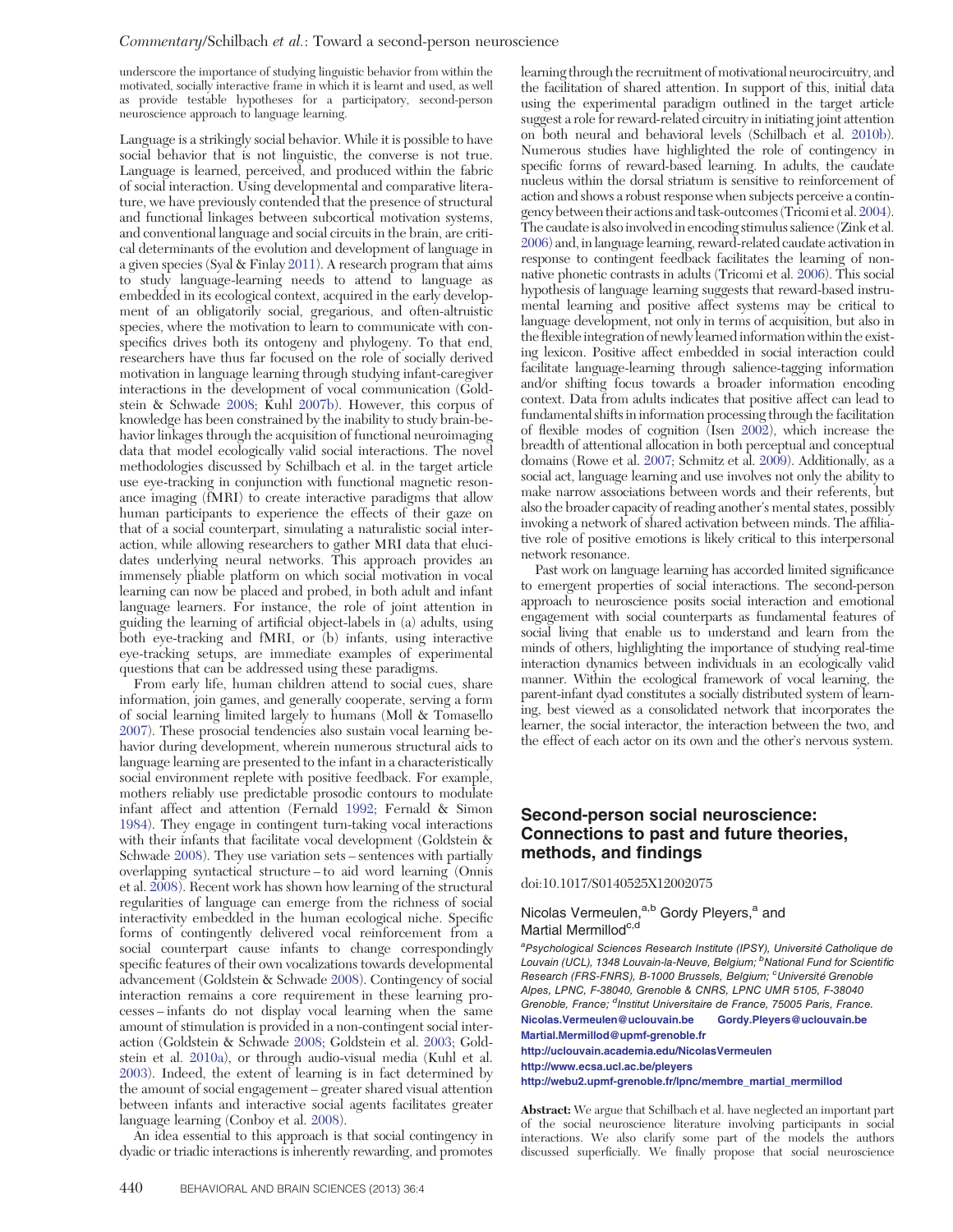underscore the importance of studying linguistic behavior from within the motivated, socially interactive frame in which it is learnt and used, as well as provide testable hypotheses for a participatory, second-person neuroscience approach to language learning.

Language is a strikingly social behavior. While it is possible to have social behavior that is not linguistic, the converse is not true. Language is learned, perceived, and produced within the fabric of social interaction. Using developmental and comparative literature, we have previously contended that the presence of structural and functional linkages between subcortical motivation systems, and conventional language and social circuits in the brain, are critical determinants of the evolution and development of language in a given species (Syal & Finlay 2011). A research program that aims to study language-learning needs to attend to language as embedded in its ecological context, acquired in the early development of an obligatorily social, gregarious, and often-altruistic species, where the motivation to learn to communicate with conspecifics drives both its ontogeny and phylogeny. To that end, researchers have thus far focused on the role of socially derived motivation in language learning through studying infant-caregiver interactions in the development of vocal communication (Goldstein & Schwade 2008; Kuhl 2007b). However, this corpus of knowledge has been constrained by the inability to study brain-behavior linkages through the acquisition of functional neuroimaging data that model ecologically valid social interactions. The novel methodologies discussed by Schilbach et al. in the target article use eye-tracking in conjunction with functional magnetic resonance imaging (fMRI) to create interactive paradigms that allow human participants to experience the effects of their gaze on that of a social counterpart, simulating a naturalistic social interaction, while allowing researchers to gather MRI data that elucidates underlying neural networks. This approach provides an immensely pliable platform on which social motivation in vocal learning can now be placed and probed, in both adult and infant language learners. For instance, the role of joint attention in guiding the learning of artificial object-labels in (a) adults, using both eye-tracking and fMRI, or (b) infants, using interactive eye-tracking setups, are immediate examples of experimental questions that can be addressed using these paradigms.

From early life, human children attend to social cues, share information, join games, and generally cooperate, serving a form of social learning limited largely to humans (Moll & Tomasello 2007). These prosocial tendencies also sustain vocal learning behavior during development, wherein numerous structural aids to language learning are presented to the infant in a characteristically social environment replete with positive feedback. For example, mothers reliably use predictable prosodic contours to modulate infant affect and attention (Fernald 1992; Fernald & Simon 1984). They engage in contingent turn-taking vocal interactions with their infants that facilitate vocal development (Goldstein & Schwade 2008). They use variation sets – sentences with partially overlapping syntactical structure – to aid word learning (Onnis et al. 2008). Recent work has shown how learning of the structural regularities of language can emerge from the richness of social interactivity embedded in the human ecological niche. Specific forms of contingently delivered vocal reinforcement from a social counterpart cause infants to change correspondingly specific features of their own vocalizations towards developmental advancement (Goldstein & Schwade 2008). Contingency of social interaction remains a core requirement in these learning processes – infants do not display vocal learning when the same amount of stimulation is provided in a non-contingent social interaction (Goldstein & Schwade 2008; Goldstein et al. 2003; Goldstein et al. 2010a), or through audio-visual media (Kuhl et al. 2003). Indeed, the extent of learning is in fact determined by the amount of social engagement – greater shared visual attention between infants and interactive social agents facilitates greater language learning (Conboy et al. 2008).

An idea essential to this approach is that social contingency in dyadic or triadic interactions is inherently rewarding, and promotes learning through the recruitment of motivational neurocircuitry, and the facilitation of shared attention. In support of this, initial data using the experimental paradigm outlined in the target article suggest a role for reward-related circuitry in initiating joint attention on both neural and behavioral levels (Schilbach et al. 2010b). Numerous studies have highlighted the role of contingency in specific forms of reward-based learning. In adults, the caudate nucleus within the dorsal striatum is sensitive to reinforcement of action and shows a robust response when subjects perceive a contingency between their actions and task-outcomes (Tricomi et al. 2004). The caudate is also involved in encoding stimulus salience (Zink et al. 2006) and, in language learning, reward-related caudate activation in response to contingent feedback facilitates the learning of non-native phonetic contrasts in adults (Tricomi et al. 2006). This social hypothesis of language learning suggests that reward-based instrumental learning and positive affect systems may be critical to language development, not only in terms of acquisition, but also in the flexible integration of newly learned information within the existing lexicon. Positive affect embedded in social interaction could facilitate language-learning through salience-tagging information and/or shifting focus towards a broader information encoding context. Data from adults indicates that positive affect can lead to fundamental shifts in information processing through the facilitation of flexible modes of cognition (Isen 2002), which increase the breadth of attentional allocation in both perceptual and conceptual domains (Rowe et al. 2007; Schmitz et al. 2009). Additionally, as a social act, language learning and use involves not only the ability to make narrow associations between words and their referents, but also the broader capacity of reading another's mental states, possibly invoking a network of shared activation between minds. The affiliative role of positive emotions is likely critical to this interpersonal network resonance.

Past work on language learning has accorded limited significance to emergent properties of social interactions. The second-person approach to neuroscience posits social interaction and emotional engagement with social counterparts as fundamental features of social living that enable us to understand and learn from the minds of others, highlighting the importance of studying real-time interaction dynamics between individuals in an ecologically valid manner. Within the ecological framework of vocal learning, the parent-infant dyad constitutes a socially distributed system of learning, best viewed as a consolidated network that incorporates the learner, the social interactor, the interaction between the two, and the effect of each actor on its own and the other's nervous system.

## Second-person social neuroscience: Connections to past and future theories, methods, and findings

doi:10.1017/S0140525X12002075

Nicolas Vermeulen,[a,b] Gordy Pleyers,[a] and Martial Mermillod[c,d]

[a]Psychological Sciences Research Institute (IPSY), Université Catholique de Louvain (UCL), 1348 Louvain-la-Neuve, Belgium; [b]National Fund for Scientific Research (FRS-FNRS), B-1000 Brussels, Belgium; [c]Université Grenoble Alpes, LPNC, F-38040, Grenoble & CNRS, LPNC UMR 5105, F-38040 Grenoble, France; [d]Institut Universitaire de France, 75005 Paris, France.

Nicolas.Vermeulen@uclouvain.be Gordy.Pleyers@uclouvain.be
Martial.Mermillod@upmf-grenoble.fr
http://uclouvain.academia.edu/NicolasVermeulen
http://www.ecsa.ucl.ac.be/pleyers
http://webu2.upmf-grenoble.fr/lpnc/membre_martial_mermillod

**Abstract:** We argue that Schilbach et al. have neglected an important part of the social neuroscience literature involving participants in social interactions. We also clarify some part of the models the authors discussed superficially. We finally propose that social neuroscience